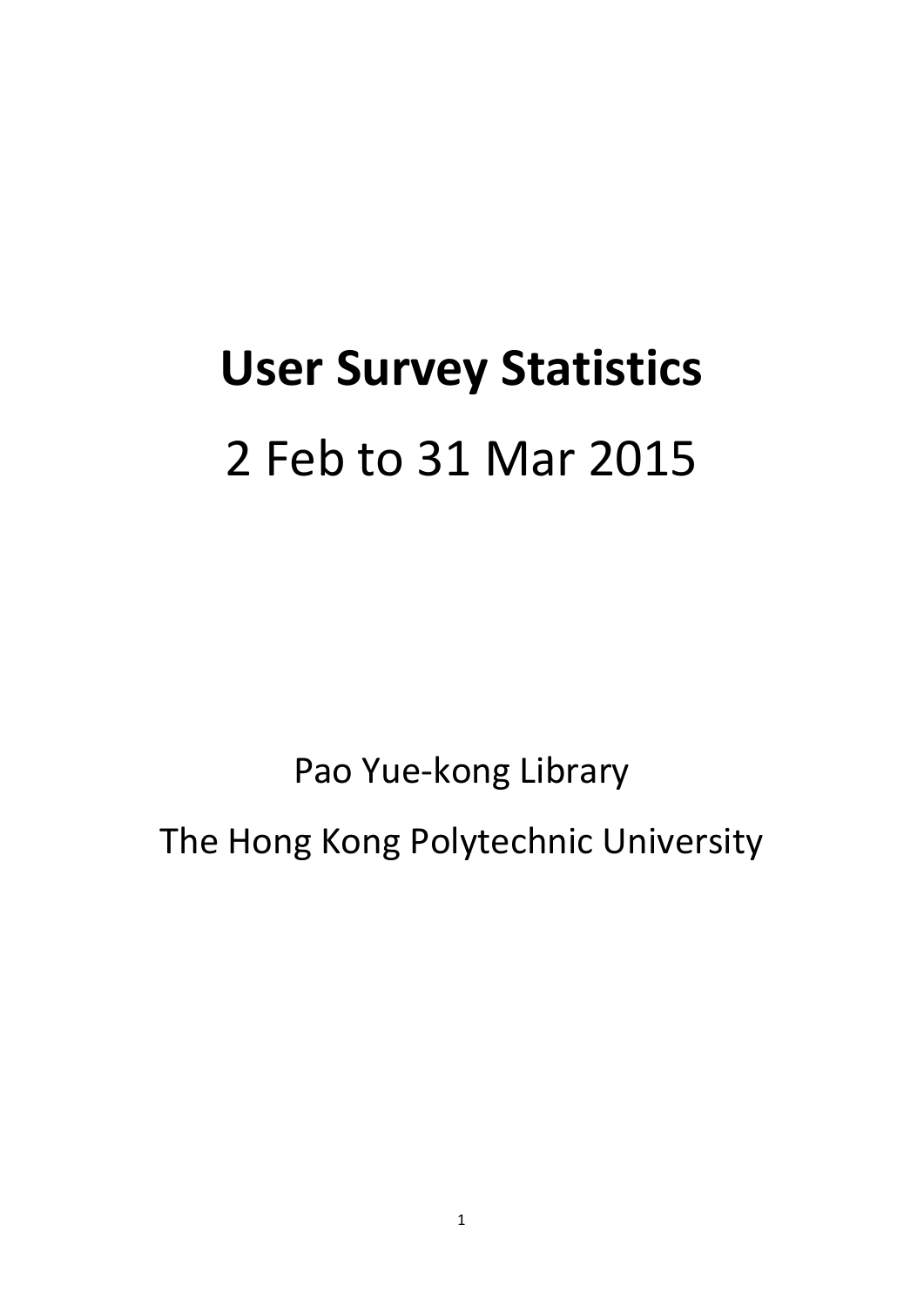# User Survey Statistics

2 Feb to 31 Mar 2015

Pao Yue-kong Library

The Hong Kong Polytechnic University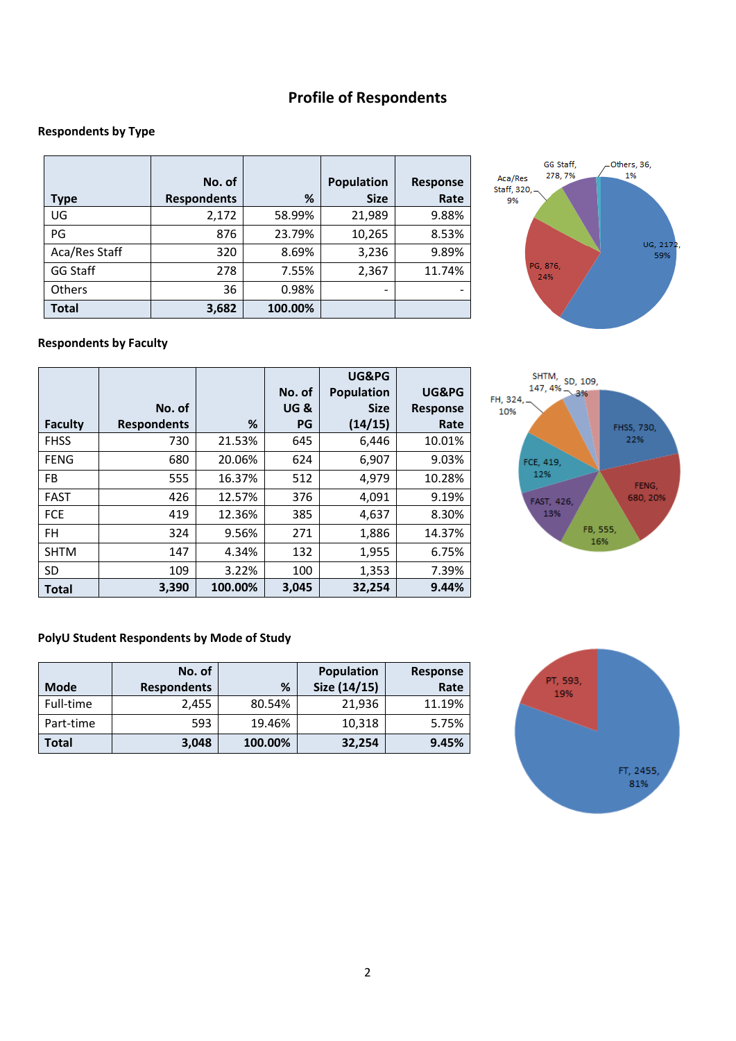# Profile of Respondents

### Respondents by Type

| Type | No. of Respondents | % | Population Size | Response Rate |
|---|---|---|---|---|
| UG | 2,172 | 58.99% | 21,989 | 9.88% |
| PG | 876 | 23.79% | 10,265 | 8.53% |
| Aca/Res Staff | 320 | 8.69% | 3,236 | 9.89% |
| GG Staff | 278 | 7.55% | 2,367 | 11.74% |
| Others | 36 | 0.98% | - | - |
| **Total** | **3,682** | **100.00%** | | |

### Respondents by Faculty

| Faculty | No. of Respondents | % | No. of UG & PG | UG&PG Population Size (14/15) | UG&PG Response Rate |
|---|---|---|---|---|---|
| FHSS | 730 | 21.53% | 645 | 6,446 | 10.01% |
| FENG | 680 | 20.06% | 624 | 6,907 | 9.03% |
| FB | 555 | 16.37% | 512 | 4,979 | 10.28% |
| FAST | 426 | 12.57% | 376 | 4,091 | 9.19% |
| FCE | 419 | 12.36% | 385 | 4,637 | 8.30% |
| FH | 324 | 9.56% | 271 | 1,886 | 14.37% |
| SHTM | 147 | 4.34% | 132 | 1,955 | 6.75% |
| SD | 109 | 3.22% | 100 | 1,353 | 7.39% |
| **Total** | **3,390** | **100.00%** | **3,045** | **32,254** | **9.44%** |

### PolyU Student Respondents by Mode of Study

| Mode | No. of Respondents | % | Population Size (14/15) | Response Rate |
|---|---|---|---|---|
| Full-time | 2,455 | 80.54% | 21,936 | 11.19% |
| Part-time | 593 | 19.46% | 10,318 | 5.75% |
| **Total** | **3,048** | **100.00%** | **32,254** | **9.45%** |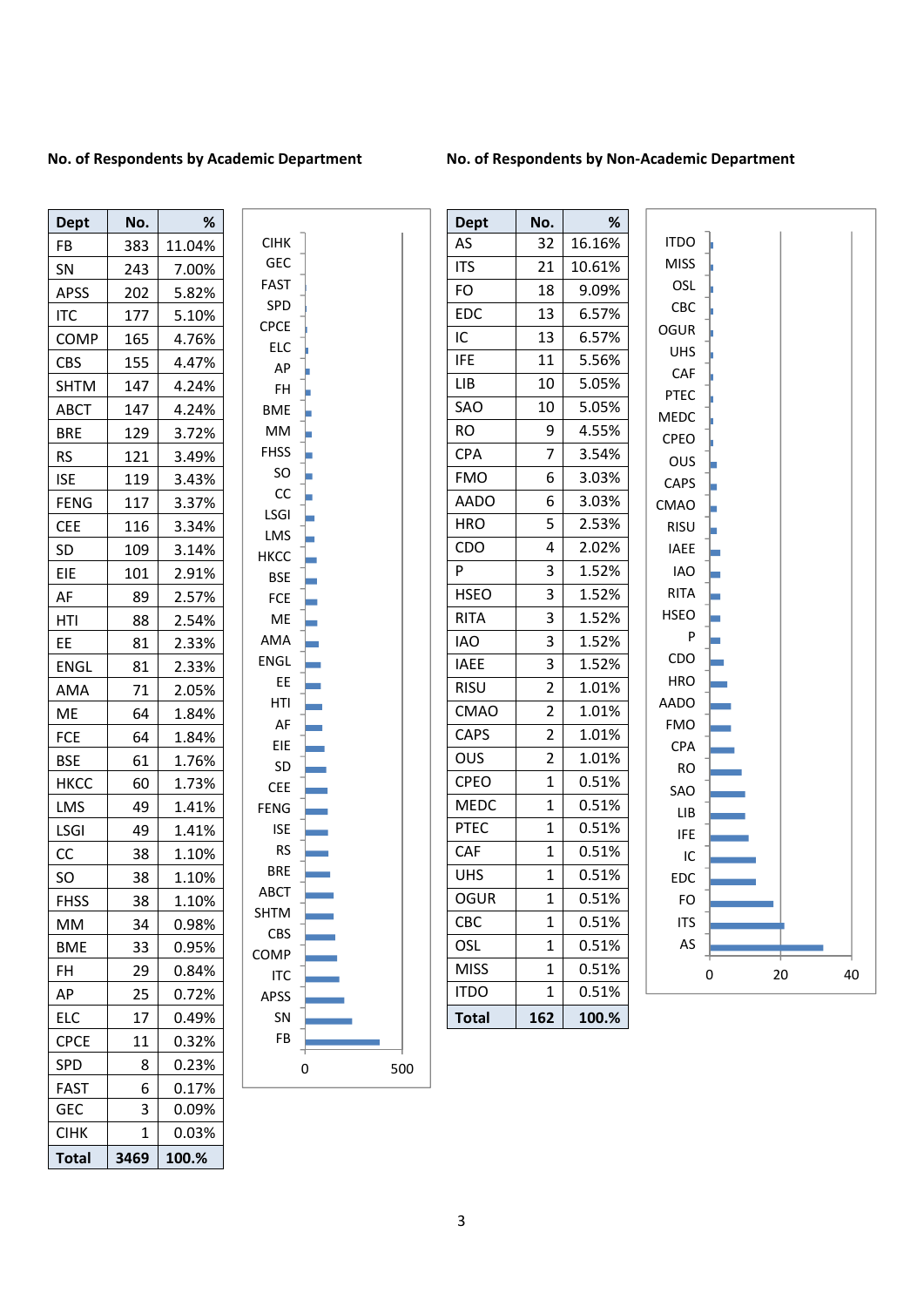**No. of Respondents by Academic Department**

| Dept | No. | % |
|---|---|---|
| FB | 383 | 11.04% |
| SN | 243 | 7.00% |
| APSS | 202 | 5.82% |
| ITC | 177 | 5.10% |
| COMP | 165 | 4.76% |
| CBS | 155 | 4.47% |
| SHTM | 147 | 4.24% |
| ABCT | 147 | 4.24% |
| BRE | 129 | 3.72% |
| RS | 121 | 3.49% |
| ISE | 119 | 3.43% |
| FENG | 117 | 3.37% |
| CEE | 116 | 3.34% |
| SD | 109 | 3.14% |
| EIE | 101 | 2.91% |
| AF | 89 | 2.57% |
| HTI | 88 | 2.54% |
| EE | 81 | 2.33% |
| ENGL | 81 | 2.33% |
| AMA | 71 | 2.05% |
| ME | 64 | 1.84% |
| FCE | 64 | 1.84% |
| BSE | 61 | 1.76% |
| HKCC | 60 | 1.73% |
| LMS | 49 | 1.41% |
| LSGI | 49 | 1.41% |
| CC | 38 | 1.10% |
| SO | 38 | 1.10% |
| FHSS | 38 | 1.10% |
| MM | 34 | 0.98% |
| BME | 33 | 0.95% |
| FH | 29 | 0.84% |
| AP | 25 | 0.72% |
| ELC | 17 | 0.49% |
| CPCE | 11 | 0.32% |
| SPD | 8 | 0.23% |
| FAST | 6 | 0.17% |
| GEC | 3 | 0.09% |
| CIHK | 1 | 0.03% |
| **Total** | **3469** | **100.%** |

**No. of Respondents by Non-Academic Department**

| Dept | No. | % |
|---|---|---|
| AS | 32 | 16.16% |
| ITS | 21 | 10.61% |
| FO | 18 | 9.09% |
| EDC | 13 | 6.57% |
| IC | 13 | 6.57% |
| IFE | 11 | 5.56% |
| LIB | 10 | 5.05% |
| SAO | 10 | 5.05% |
| RO | 9 | 4.55% |
| CPA | 7 | 3.54% |
| FMO | 6 | 3.03% |
| AADO | 6 | 3.03% |
| HRO | 5 | 2.53% |
| CDO | 4 | 2.02% |
| P | 3 | 1.52% |
| HSEO | 3 | 1.52% |
| RITA | 3 | 1.52% |
| IAO | 3 | 1.52% |
| IAEE | 3 | 1.52% |
| RISU | 2 | 1.01% |
| CMAO | 2 | 1.01% |
| CAPS | 2 | 1.01% |
| OUS | 2 | 1.01% |
| CPEO | 1 | 0.51% |
| MEDC | 1 | 0.51% |
| PTEC | 1 | 0.51% |
| CAF | 1 | 0.51% |
| UHS | 1 | 0.51% |
| OGUR | 1 | 0.51% |
| CBC | 1 | 0.51% |
| OSL | 1 | 0.51% |
| MISS | 1 | 0.51% |
| ITDO | 1 | 0.51% |
| **Total** | **162** | **100.%** |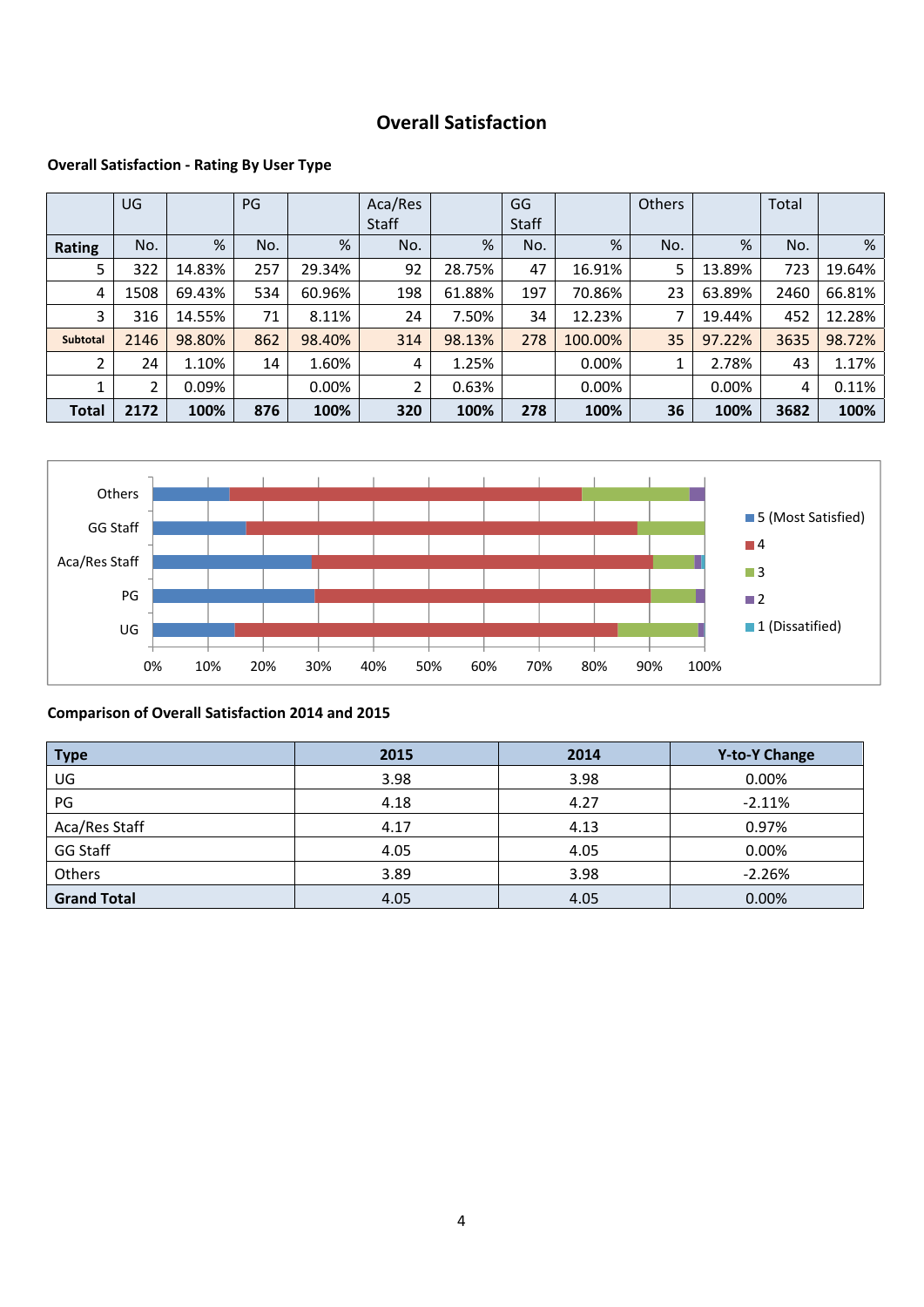# Overall Satisfaction

### Overall Satisfaction - Rating By User Type

| | UG | | PG | | Aca/Res Staff | | GG Staff | | Others | | Total | |
|---|---|---|---|---|---|---|---|---|---|---|---|---|
| **Rating** | No. | % | No. | % | No. | % | No. | % | No. | % | No. | % |
| 5 | 322 | 14.83% | 257 | 29.34% | 92 | 28.75% | 47 | 16.91% | 5 | 13.89% | 723 | 19.64% |
| 4 | 1508 | 69.43% | 534 | 60.96% | 198 | 61.88% | 197 | 70.86% | 23 | 63.89% | 2460 | 66.81% |
| 3 | 316 | 14.55% | 71 | 8.11% | 24 | 7.50% | 34 | 12.23% | 7 | 19.44% | 452 | 12.28% |
| **Subtotal** | 2146 | 98.80% | 862 | 98.40% | 314 | 98.13% | 278 | 100.00% | 35 | 97.22% | 3635 | 98.72% |
| 2 | 24 | 1.10% | 14 | 1.60% | 4 | 1.25% | | 0.00% | 1 | 2.78% | 43 | 1.17% |
| 1 | 2 | 0.09% | | 0.00% | 2 | 0.63% | | 0.00% | | 0.00% | 4 | 0.11% |
| **Total** | **2172** | **100%** | **876** | **100%** | **320** | **100%** | **278** | **100%** | **36** | **100%** | **3682** | **100%** |

### Comparison of Overall Satisfaction 2014 and 2015

| Type | 2015 | 2014 | Y-to-Y Change |
|---|---|---|---|
| UG | 3.98 | 3.98 | 0.00% |
| PG | 4.18 | 4.27 | -2.11% |
| Aca/Res Staff | 4.17 | 4.13 | 0.97% |
| GG Staff | 4.05 | 4.05 | 0.00% |
| Others | 3.89 | 3.98 | -2.26% |
| **Grand Total** | 4.05 | 4.05 | 0.00% |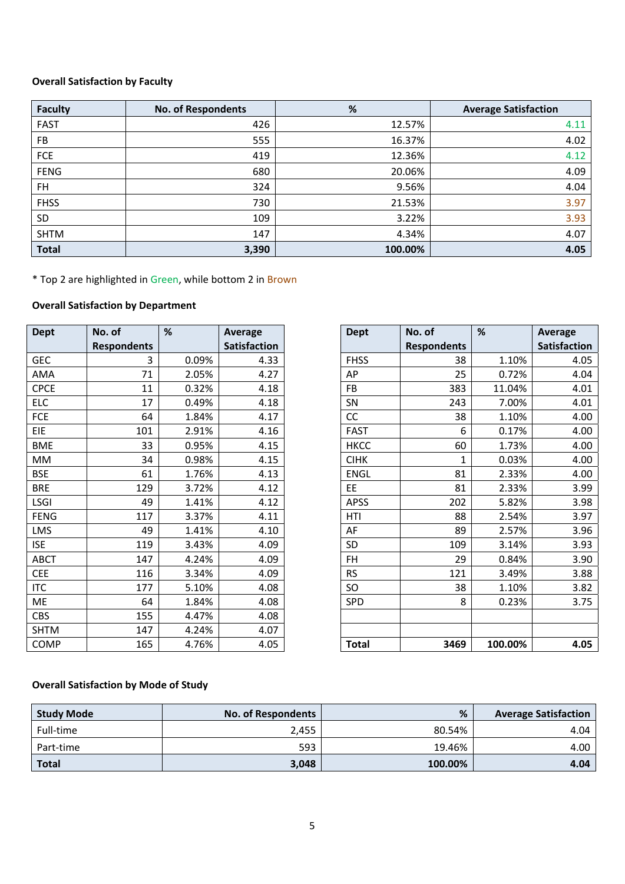**Overall Satisfaction by Faculty**

| Faculty | No. of Respondents | % | Average Satisfaction |
|---|---|---|---|
| FAST | 426 | 12.57% | 4.11 |
| FB | 555 | 16.37% | 4.02 |
| FCE | 419 | 12.36% | 4.12 |
| FENG | 680 | 20.06% | 4.09 |
| FH | 324 | 9.56% | 4.04 |
| FHSS | 730 | 21.53% | 3.97 |
| SD | 109 | 3.22% | 3.93 |
| SHTM | 147 | 4.34% | 4.07 |
| **Total** | **3,390** | **100.00%** | **4.05** |

* Top 2 are highlighted in Green, while bottom 2 in Brown

**Overall Satisfaction by Department**

| Dept | No. of Respondents | % | Average Satisfaction |
|---|---|---|---|
| GEC | 3 | 0.09% | 4.33 |
| AMA | 71 | 2.05% | 4.27 |
| CPCE | 11 | 0.32% | 4.18 |
| ELC | 17 | 0.49% | 4.18 |
| FCE | 64 | 1.84% | 4.17 |
| EIE | 101 | 2.91% | 4.16 |
| BME | 33 | 0.95% | 4.15 |
| MM | 34 | 0.98% | 4.15 |
| BSE | 61 | 1.76% | 4.13 |
| BRE | 129 | 3.72% | 4.12 |
| LSGI | 49 | 1.41% | 4.12 |
| FENG | 117 | 3.37% | 4.11 |
| LMS | 49 | 1.41% | 4.10 |
| ISE | 119 | 3.43% | 4.09 |
| ABCT | 147 | 4.24% | 4.09 |
| CEE | 116 | 3.34% | 4.09 |
| ITC | 177 | 5.10% | 4.08 |
| ME | 64 | 1.84% | 4.08 |
| CBS | 155 | 4.47% | 4.08 |
| SHTM | 147 | 4.24% | 4.07 |
| COMP | 165 | 4.76% | 4.05 |
| FHSS | 38 | 1.10% | 4.05 |
| AP | 25 | 0.72% | 4.04 |
| FB | 383 | 11.04% | 4.01 |
| SN | 243 | 7.00% | 4.01 |
| CC | 38 | 1.10% | 4.00 |
| FAST | 6 | 0.17% | 4.00 |
| HKCC | 60 | 1.73% | 4.00 |
| CIHK | 1 | 0.03% | 4.00 |
| ENGL | 81 | 2.33% | 4.00 |
| EE | 81 | 2.33% | 3.99 |
| APSS | 202 | 5.82% | 3.98 |
| HTI | 88 | 2.54% | 3.97 |
| AF | 89 | 2.57% | 3.96 |
| SD | 109 | 3.14% | 3.93 |
| FH | 29 | 0.84% | 3.90 |
| RS | 121 | 3.49% | 3.88 |
| SO | 38 | 1.10% | 3.82 |
| SPD | 8 | 0.23% | 3.75 |
| **Total** | **3469** | **100.00%** | **4.05** |

**Overall Satisfaction by Mode of Study**

| Study Mode | No. of Respondents | % | Average Satisfaction |
|---|---|---|---|
| Full-time | 2,455 | 80.54% | 4.04 |
| Part-time | 593 | 19.46% | 4.00 |
| **Total** | **3,048** | **100.00%** | **4.04** |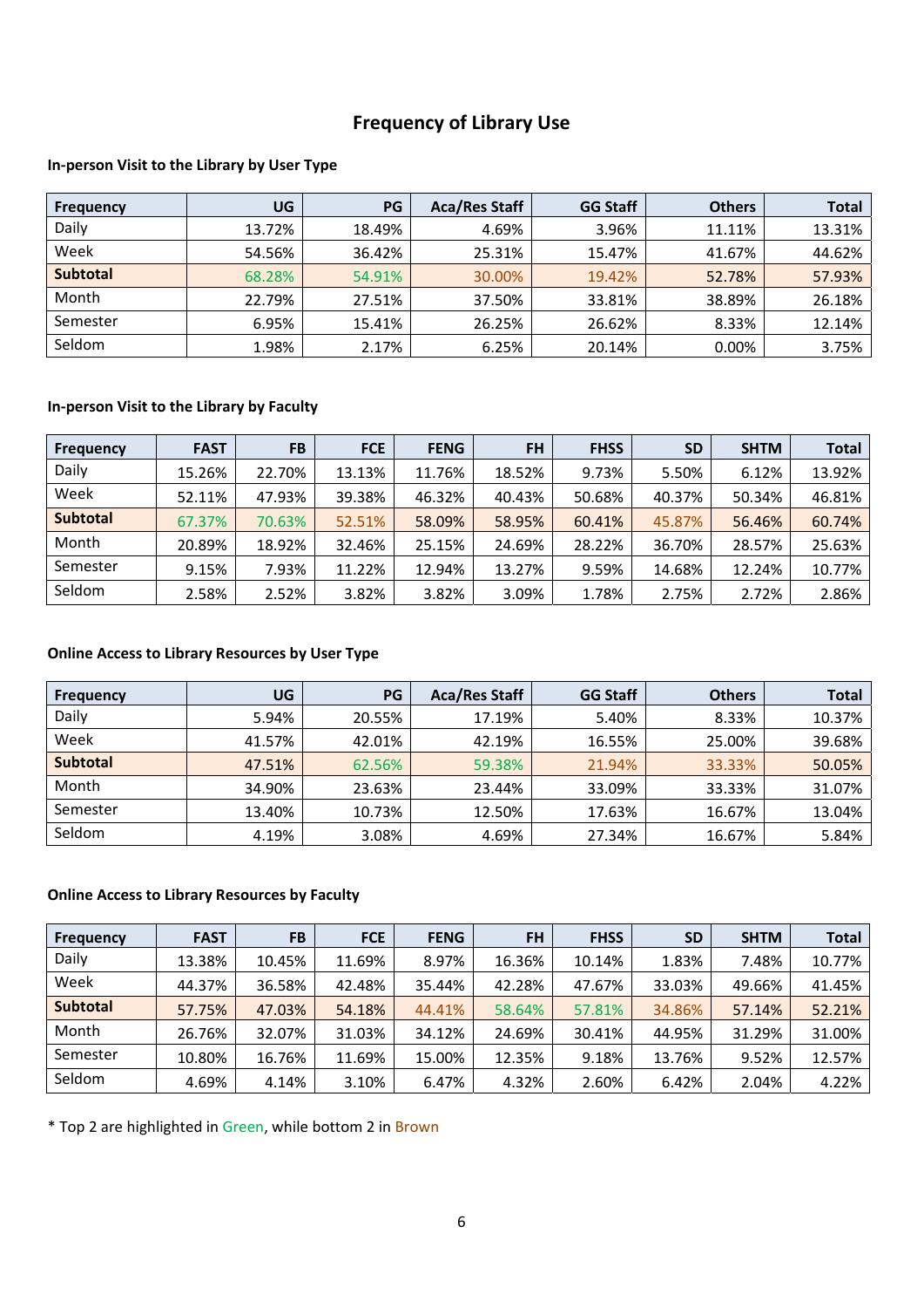# Frequency of Library Use

### In-person Visit to the Library by User Type

| Frequency | UG | PG | Aca/Res Staff | GG Staff | Others | Total |
|---|---|---|---|---|---|---|
| Daily | 13.72% | 18.49% | 4.69% | 3.96% | 11.11% | 13.31% |
| Week | 54.56% | 36.42% | 25.31% | 15.47% | 41.67% | 44.62% |
| **Subtotal** | 68.28% | 54.91% | 30.00% | 19.42% | 52.78% | 57.93% |
| Month | 22.79% | 27.51% | 37.50% | 33.81% | 38.89% | 26.18% |
| Semester | 6.95% | 15.41% | 26.25% | 26.62% | 8.33% | 12.14% |
| Seldom | 1.98% | 2.17% | 6.25% | 20.14% | 0.00% | 3.75% |

### In-person Visit to the Library by Faculty

| Frequency | FAST | FB | FCE | FENG | FH | FHSS | SD | SHTM | Total |
|---|---|---|---|---|---|---|---|---|---|
| Daily | 15.26% | 22.70% | 13.13% | 11.76% | 18.52% | 9.73% | 5.50% | 6.12% | 13.92% |
| Week | 52.11% | 47.93% | 39.38% | 46.32% | 40.43% | 50.68% | 40.37% | 50.34% | 46.81% |
| **Subtotal** | 67.37% | 70.63% | 52.51% | 58.09% | 58.95% | 60.41% | 45.87% | 56.46% | 60.74% |
| Month | 20.89% | 18.92% | 32.46% | 25.15% | 24.69% | 28.22% | 36.70% | 28.57% | 25.63% |
| Semester | 9.15% | 7.93% | 11.22% | 12.94% | 13.27% | 9.59% | 14.68% | 12.24% | 10.77% |
| Seldom | 2.58% | 2.52% | 3.82% | 3.82% | 3.09% | 1.78% | 2.75% | 2.72% | 2.86% |

### Online Access to Library Resources by User Type

| Frequency | UG | PG | Aca/Res Staff | GG Staff | Others | Total |
|---|---|---|---|---|---|---|
| Daily | 5.94% | 20.55% | 17.19% | 5.40% | 8.33% | 10.37% |
| Week | 41.57% | 42.01% | 42.19% | 16.55% | 25.00% | 39.68% |
| **Subtotal** | 47.51% | 62.56% | 59.38% | 21.94% | 33.33% | 50.05% |
| Month | 34.90% | 23.63% | 23.44% | 33.09% | 33.33% | 31.07% |
| Semester | 13.40% | 10.73% | 12.50% | 17.63% | 16.67% | 13.04% |
| Seldom | 4.19% | 3.08% | 4.69% | 27.34% | 16.67% | 5.84% |

### Online Access to Library Resources by Faculty

| Frequency | FAST | FB | FCE | FENG | FH | FHSS | SD | SHTM | Total |
|---|---|---|---|---|---|---|---|---|---|
| Daily | 13.38% | 10.45% | 11.69% | 8.97% | 16.36% | 10.14% | 1.83% | 7.48% | 10.77% |
| Week | 44.37% | 36.58% | 42.48% | 35.44% | 42.28% | 47.67% | 33.03% | 49.66% | 41.45% |
| **Subtotal** | 57.75% | 47.03% | 54.18% | 44.41% | 58.64% | 57.81% | 34.86% | 57.14% | 52.21% |
| Month | 26.76% | 32.07% | 31.03% | 34.12% | 24.69% | 30.41% | 44.95% | 31.29% | 31.00% |
| Semester | 10.80% | 16.76% | 11.69% | 15.00% | 12.35% | 9.18% | 13.76% | 9.52% | 12.57% |
| Seldom | 4.69% | 4.14% | 3.10% | 6.47% | 4.32% | 2.60% | 6.42% | 2.04% | 4.22% |

* Top 2 are highlighted in Green, while bottom 2 in Brown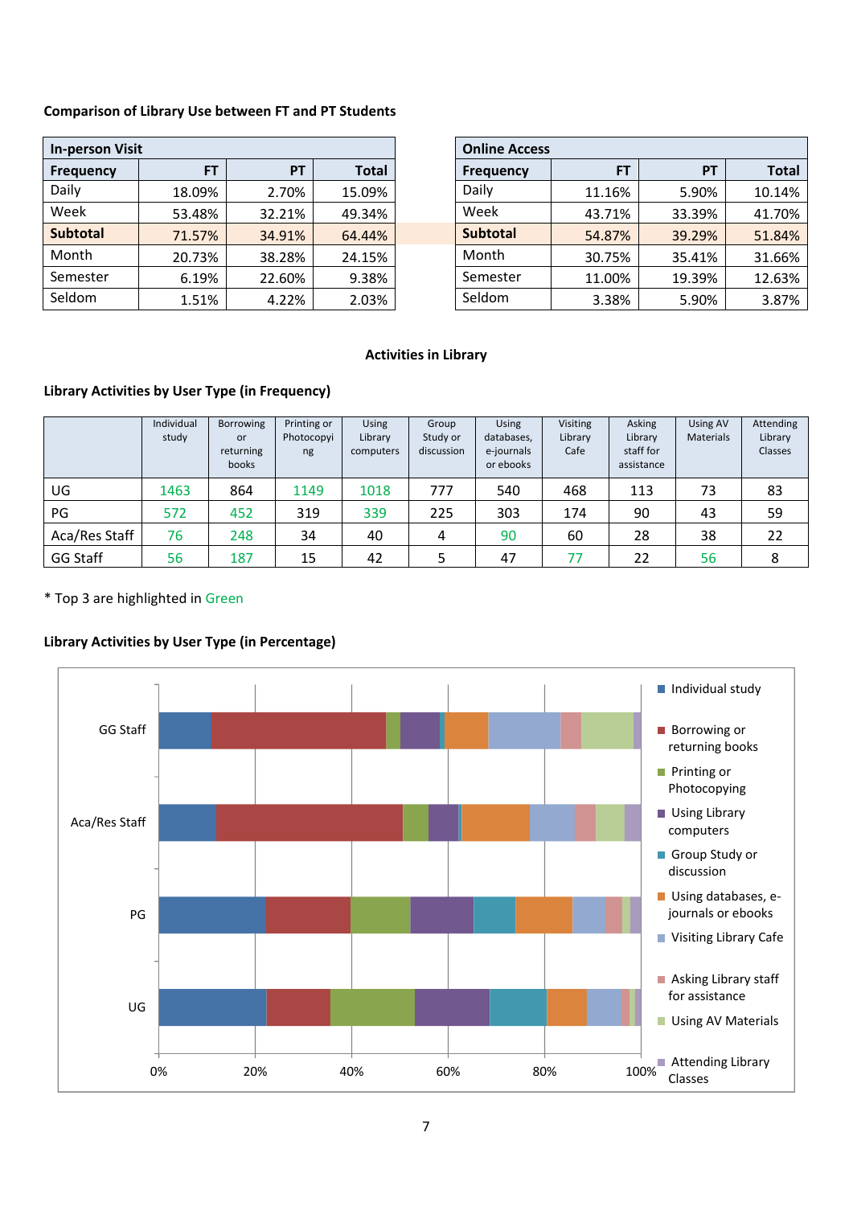**Comparison of Library Use between FT and PT Students**

| In-person Visit | | | |
|---|---|---|---|
| **Frequency** | **FT** | **PT** | **Total** |
| Daily | 18.09% | 2.70% | 15.09% |
| Week | 53.48% | 32.21% | 49.34% |
| **Subtotal** | 71.57% | 34.91% | 64.44% |
| Month | 20.73% | 38.28% | 24.15% |
| Semester | 6.19% | 22.60% | 9.38% |
| Seldom | 1.51% | 4.22% | 2.03% |

| Online Access | | | |
|---|---|---|---|
| **Frequency** | **FT** | **PT** | **Total** |
| Daily | 11.16% | 5.90% | 10.14% |
| Week | 43.71% | 33.39% | 41.70% |
| **Subtotal** | 54.87% | 39.29% | 51.84% |
| Month | 30.75% | 35.41% | 31.66% |
| Semester | 11.00% | 19.39% | 12.63% |
| Seldom | 3.38% | 5.90% | 3.87% |

**Activities in Library**

**Library Activities by User Type (in Frequency)**

| | Individual study | Borrowing or returning books | Printing or Photocopying | Using Library computers | Group Study or discussion | Using databases, e-journals or ebooks | Visiting Library Cafe | Asking Library staff for assistance | Using AV Materials | Attending Library Classes |
|---|---|---|---|---|---|---|---|---|---|---|
| UG | 1463 | 864 | 1149 | 1018 | 777 | 540 | 468 | 113 | 73 | 83 |
| PG | 572 | 452 | 319 | 339 | 225 | 303 | 174 | 90 | 43 | 59 |
| Aca/Res Staff | 76 | 248 | 34 | 40 | 4 | 90 | 60 | 28 | 38 | 22 |
| GG Staff | 56 | 187 | 15 | 42 | 5 | 47 | 77 | 22 | 56 | 8 |

\* Top 3 are highlighted in Green

**Library Activities by User Type (in Percentage)**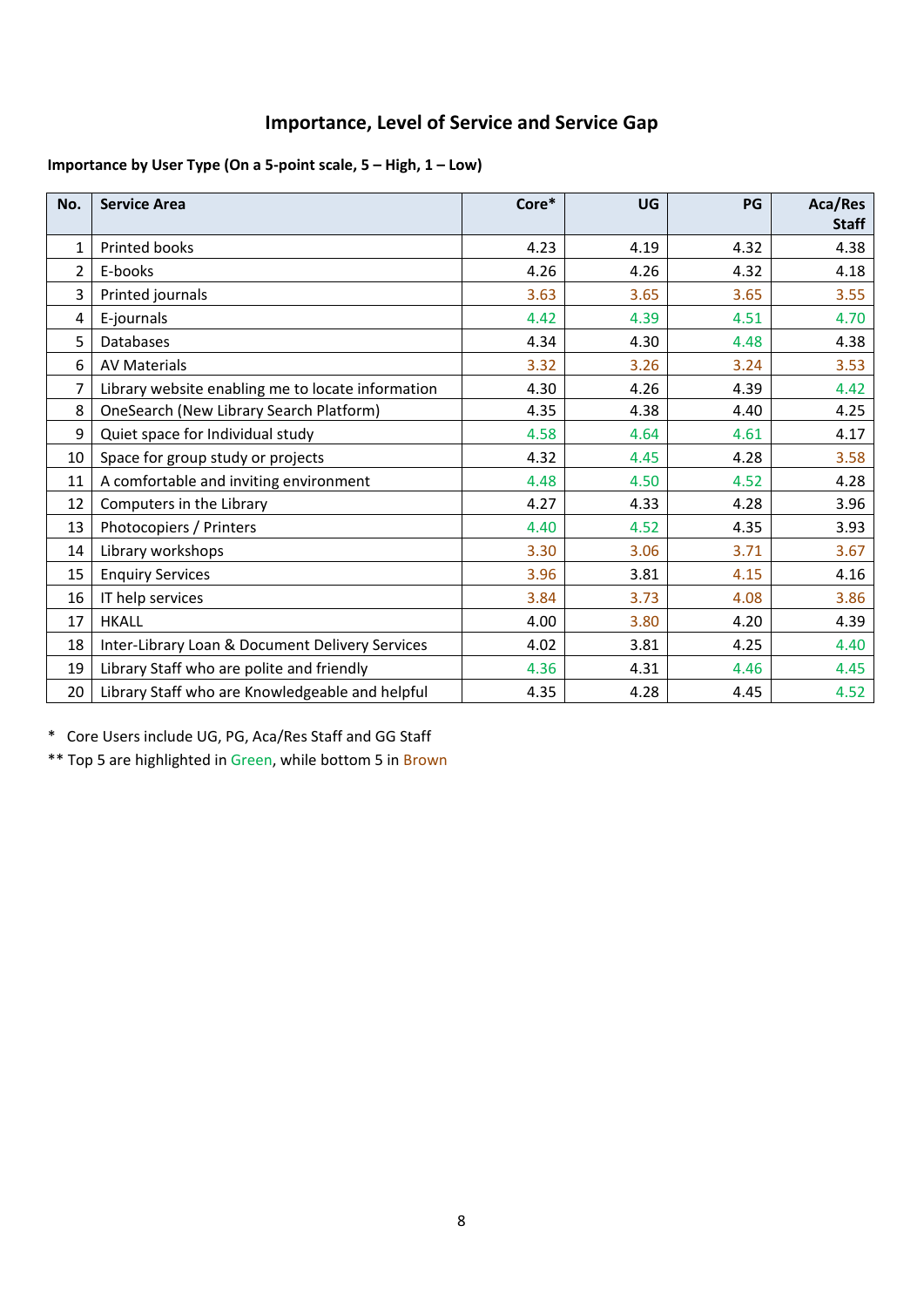## Importance, Level of Service and Service Gap

**Importance by User Type (On a 5-point scale, 5 – High, 1 – Low)**

| No. | Service Area | Core* | UG | PG | Aca/Res Staff |
|---|---|---|---|---|---|
| 1 | Printed books | 4.23 | 4.19 | 4.32 | 4.38 |
| 2 | E-books | 4.26 | 4.26 | 4.32 | 4.18 |
| 3 | Printed journals | 3.63 | 3.65 | 3.65 | 3.55 |
| 4 | E-journals | 4.42 | 4.39 | 4.51 | 4.70 |
| 5 | Databases | 4.34 | 4.30 | 4.48 | 4.38 |
| 6 | AV Materials | 3.32 | 3.26 | 3.24 | 3.53 |
| 7 | Library website enabling me to locate information | 4.30 | 4.26 | 4.39 | 4.42 |
| 8 | OneSearch (New Library Search Platform) | 4.35 | 4.38 | 4.40 | 4.25 |
| 9 | Quiet space for Individual study | 4.58 | 4.64 | 4.61 | 4.17 |
| 10 | Space for group study or projects | 4.32 | 4.45 | 4.28 | 3.58 |
| 11 | A comfortable and inviting environment | 4.48 | 4.50 | 4.52 | 4.28 |
| 12 | Computers in the Library | 4.27 | 4.33 | 4.28 | 3.96 |
| 13 | Photocopiers / Printers | 4.40 | 4.52 | 4.35 | 3.93 |
| 14 | Library workshops | 3.30 | 3.06 | 3.71 | 3.67 |
| 15 | Enquiry Services | 3.96 | 3.81 | 4.15 | 4.16 |
| 16 | IT help services | 3.84 | 3.73 | 4.08 | 3.86 |
| 17 | HKALL | 4.00 | 3.80 | 4.20 | 4.39 |
| 18 | Inter-Library Loan & Document Delivery Services | 4.02 | 3.81 | 4.25 | 4.40 |
| 19 | Library Staff who are polite and friendly | 4.36 | 4.31 | 4.46 | 4.45 |
| 20 | Library Staff who are Knowledgeable and helpful | 4.35 | 4.28 | 4.45 | 4.52 |

\* Core Users include UG, PG, Aca/Res Staff and GG Staff

** Top 5 are highlighted in Green, while bottom 5 in Brown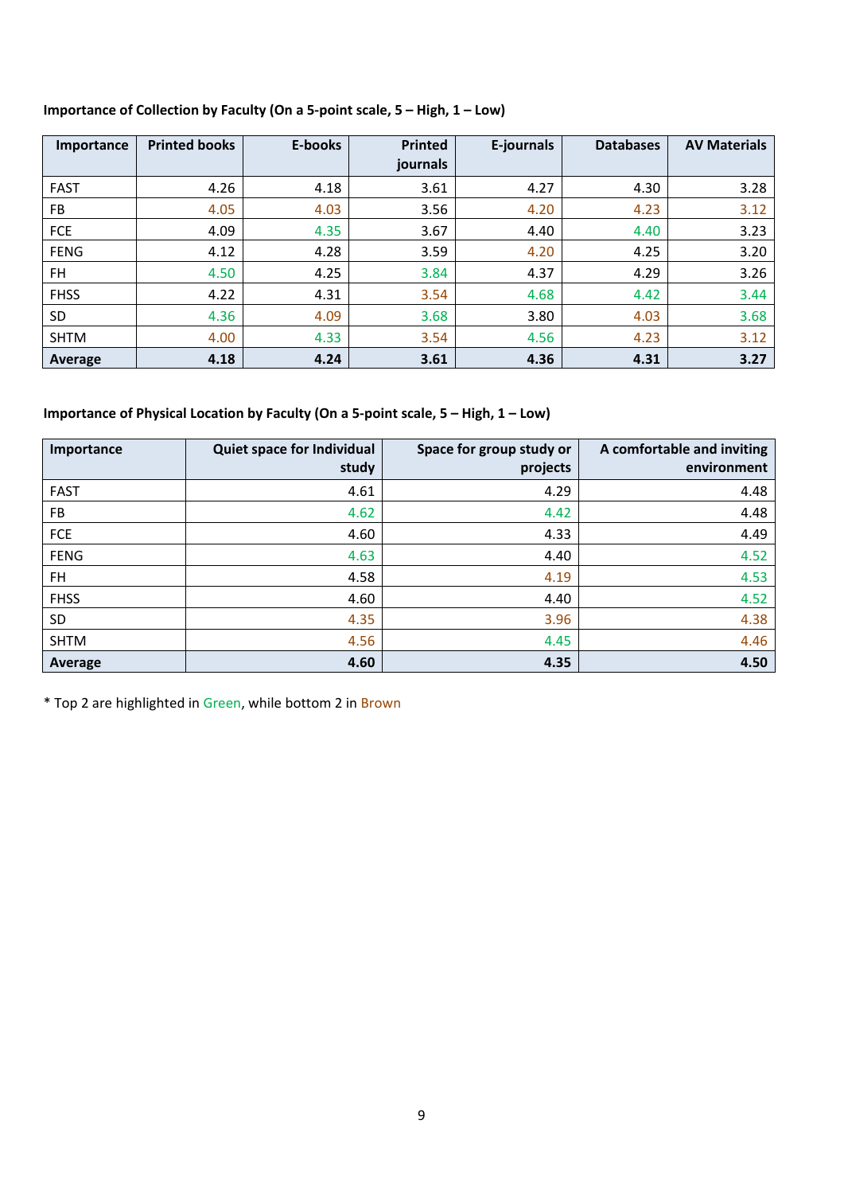**Importance of Collection by Faculty (On a 5-point scale, 5 – High, 1 – Low)**

| Importance | Printed books | E-books | Printed journals | E-journals | Databases | AV Materials |
|---|---|---|---|---|---|---|
| FAST | 4.26 | 4.18 | 3.61 | 4.27 | 4.30 | 3.28 |
| FB | 4.05 | 4.03 | 3.56 | 4.20 | 4.23 | 3.12 |
| FCE | 4.09 | 4.35 | 3.67 | 4.40 | 4.40 | 3.23 |
| FENG | 4.12 | 4.28 | 3.59 | 4.20 | 4.25 | 3.20 |
| FH | 4.50 | 4.25 | 3.84 | 4.37 | 4.29 | 3.26 |
| FHSS | 4.22 | 4.31 | 3.54 | 4.68 | 4.42 | 3.44 |
| SD | 4.36 | 4.09 | 3.68 | 3.80 | 4.03 | 3.68 |
| SHTM | 4.00 | 4.33 | 3.54 | 4.56 | 4.23 | 3.12 |
| **Average** | **4.18** | **4.24** | **3.61** | **4.36** | **4.31** | **3.27** |

**Importance of Physical Location by Faculty (On a 5-point scale, 5 – High, 1 – Low)**

| Importance | Quiet space for Individual study | Space for group study or projects | A comfortable and inviting environment |
|---|---|---|---|
| FAST | 4.61 | 4.29 | 4.48 |
| FB | 4.62 | 4.42 | 4.48 |
| FCE | 4.60 | 4.33 | 4.49 |
| FENG | 4.63 | 4.40 | 4.52 |
| FH | 4.58 | 4.19 | 4.53 |
| FHSS | 4.60 | 4.40 | 4.52 |
| SD | 4.35 | 3.96 | 4.38 |
| SHTM | 4.56 | 4.45 | 4.46 |
| **Average** | **4.60** | **4.35** | **4.50** |

\* Top 2 are highlighted in Green, while bottom 2 in Brown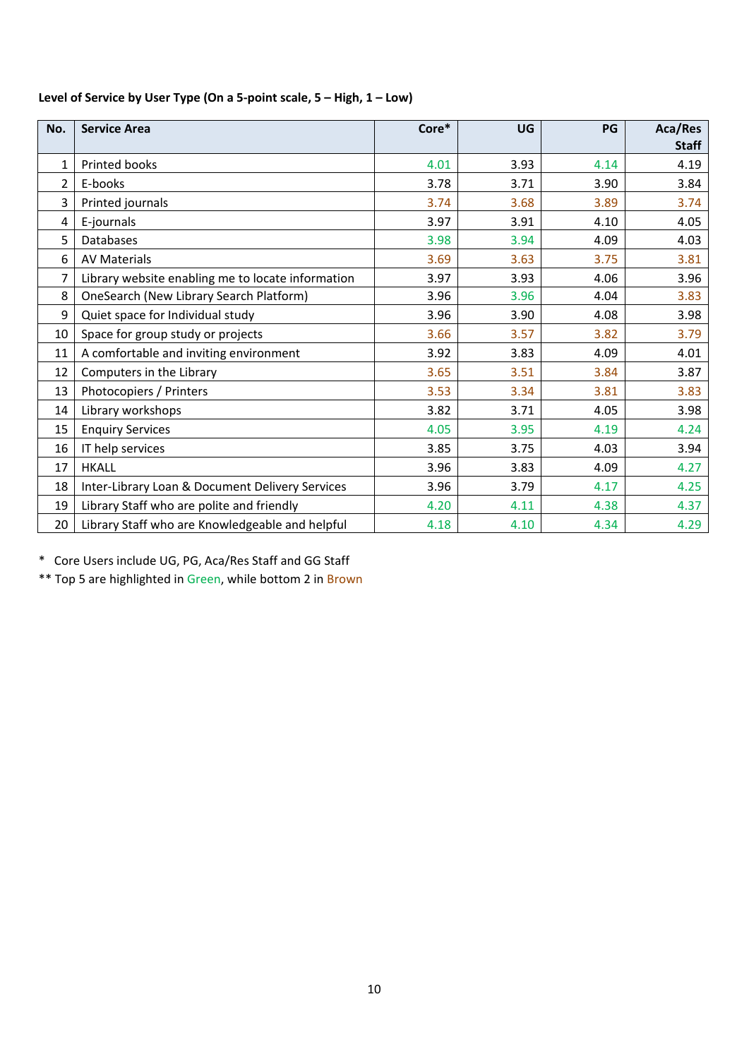**Level of Service by User Type (On a 5-point scale, 5 – High, 1 – Low)**

| No. | Service Area | Core* | UG | PG | Aca/Res Staff |
|---|---|---|---|---|---|
| 1 | Printed books | 4.01 | 3.93 | 4.14 | 4.19 |
| 2 | E-books | 3.78 | 3.71 | 3.90 | 3.84 |
| 3 | Printed journals | 3.74 | 3.68 | 3.89 | 3.74 |
| 4 | E-journals | 3.97 | 3.91 | 4.10 | 4.05 |
| 5 | Databases | 3.98 | 3.94 | 4.09 | 4.03 |
| 6 | AV Materials | 3.69 | 3.63 | 3.75 | 3.81 |
| 7 | Library website enabling me to locate information | 3.97 | 3.93 | 4.06 | 3.96 |
| 8 | OneSearch (New Library Search Platform) | 3.96 | 3.96 | 4.04 | 3.83 |
| 9 | Quiet space for Individual study | 3.96 | 3.90 | 4.08 | 3.98 |
| 10 | Space for group study or projects | 3.66 | 3.57 | 3.82 | 3.79 |
| 11 | A comfortable and inviting environment | 3.92 | 3.83 | 4.09 | 4.01 |
| 12 | Computers in the Library | 3.65 | 3.51 | 3.84 | 3.87 |
| 13 | Photocopiers / Printers | 3.53 | 3.34 | 3.81 | 3.83 |
| 14 | Library workshops | 3.82 | 3.71 | 4.05 | 3.98 |
| 15 | Enquiry Services | 4.05 | 3.95 | 4.19 | 4.24 |
| 16 | IT help services | 3.85 | 3.75 | 4.03 | 3.94 |
| 17 | HKALL | 3.96 | 3.83 | 4.09 | 4.27 |
| 18 | Inter-Library Loan & Document Delivery Services | 3.96 | 3.79 | 4.17 | 4.25 |
| 19 | Library Staff who are polite and friendly | 4.20 | 4.11 | 4.38 | 4.37 |
| 20 | Library Staff who are Knowledgeable and helpful | 4.18 | 4.10 | 4.34 | 4.29 |

\* Core Users include UG, PG, Aca/Res Staff and GG Staff

** Top 5 are highlighted in Green, while bottom 2 in Brown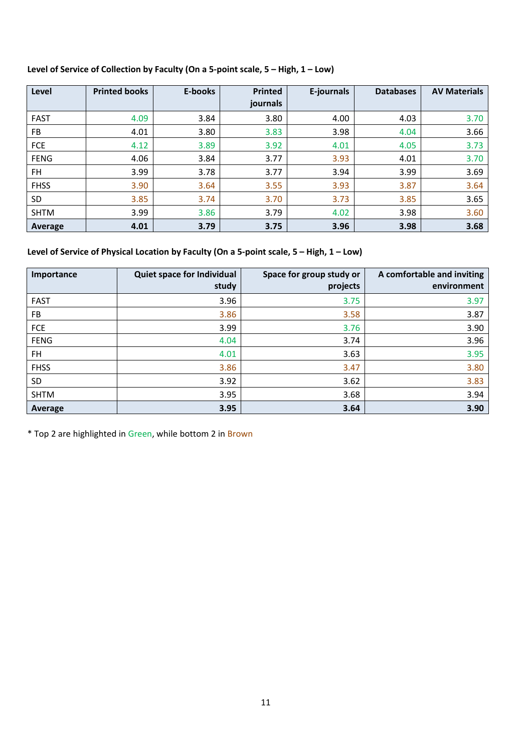**Level of Service of Collection by Faculty (On a 5-point scale, 5 – High, 1 – Low)**

| Level | Printed books | E-books | Printed journals | E-journals | Databases | AV Materials |
|---|---|---|---|---|---|---|
| FAST | 4.09 | 3.84 | 3.80 | 4.00 | 4.03 | 3.70 |
| FB | 4.01 | 3.80 | 3.83 | 3.98 | 4.04 | 3.66 |
| FCE | 4.12 | 3.89 | 3.92 | 4.01 | 4.05 | 3.73 |
| FENG | 4.06 | 3.84 | 3.77 | 3.93 | 4.01 | 3.70 |
| FH | 3.99 | 3.78 | 3.77 | 3.94 | 3.99 | 3.69 |
| FHSS | 3.90 | 3.64 | 3.55 | 3.93 | 3.87 | 3.64 |
| SD | 3.85 | 3.74 | 3.70 | 3.73 | 3.85 | 3.65 |
| SHTM | 3.99 | 3.86 | 3.79 | 4.02 | 3.98 | 3.60 |
| **Average** | **4.01** | **3.79** | **3.75** | **3.96** | **3.98** | **3.68** |

**Level of Service of Physical Location by Faculty (On a 5-point scale, 5 – High, 1 – Low)**

| Importance | Quiet space for Individual study | Space for group study or projects | A comfortable and inviting environment |
|---|---|---|---|
| FAST | 3.96 | 3.75 | 3.97 |
| FB | 3.86 | 3.58 | 3.87 |
| FCE | 3.99 | 3.76 | 3.90 |
| FENG | 4.04 | 3.74 | 3.96 |
| FH | 4.01 | 3.63 | 3.95 |
| FHSS | 3.86 | 3.47 | 3.80 |
| SD | 3.92 | 3.62 | 3.83 |
| SHTM | 3.95 | 3.68 | 3.94 |
| **Average** | **3.95** | **3.64** | **3.90** |

* Top 2 are highlighted in Green, while bottom 2 in Brown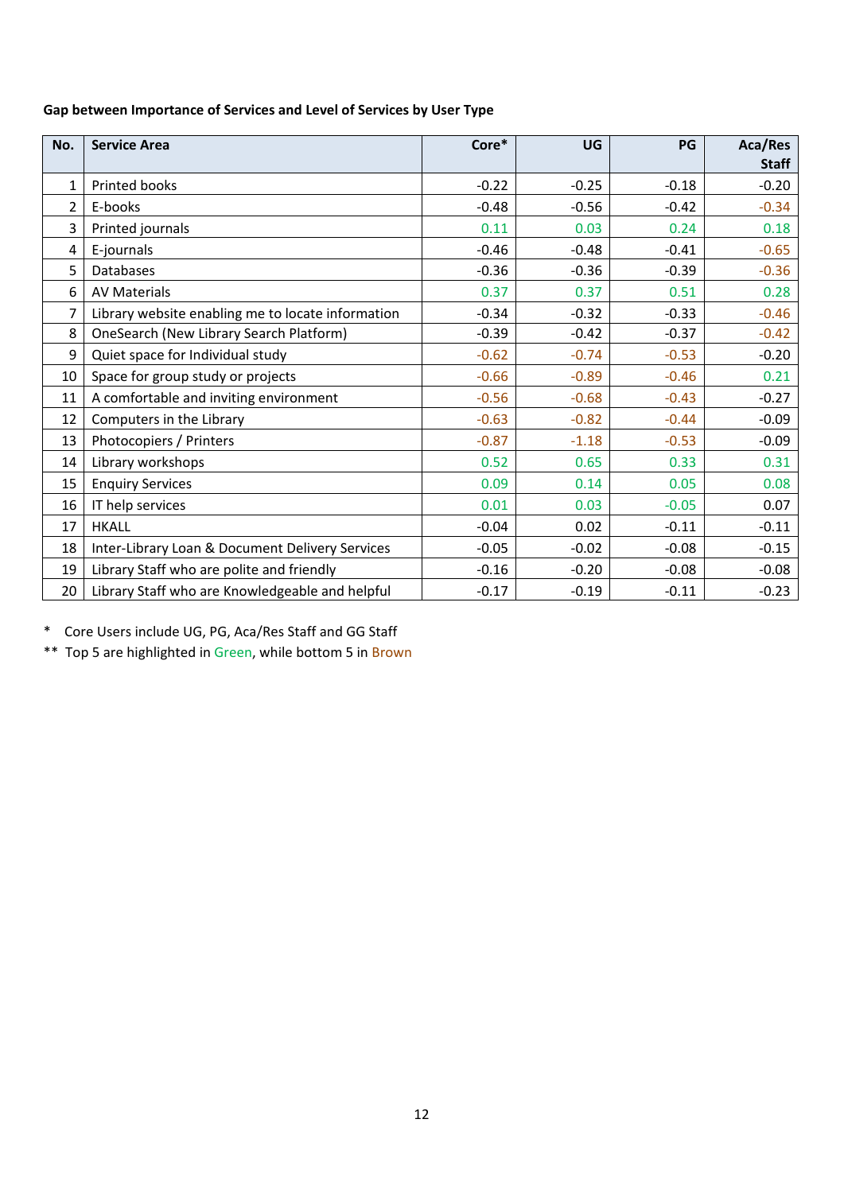**Gap between Importance of Services and Level of Services by User Type**

| No. | Service Area | Core* | UG | PG | Aca/Res Staff |
|---|---|---|---|---|---|
| 1 | Printed books | -0.22 | -0.25 | -0.18 | -0.20 |
| 2 | E-books | -0.48 | -0.56 | -0.42 | -0.34 |
| 3 | Printed journals | 0.11 | 0.03 | 0.24 | 0.18 |
| 4 | E-journals | -0.46 | -0.48 | -0.41 | -0.65 |
| 5 | Databases | -0.36 | -0.36 | -0.39 | -0.36 |
| 6 | AV Materials | 0.37 | 0.37 | 0.51 | 0.28 |
| 7 | Library website enabling me to locate information | -0.34 | -0.32 | -0.33 | -0.46 |
| 8 | OneSearch (New Library Search Platform) | -0.39 | -0.42 | -0.37 | -0.42 |
| 9 | Quiet space for Individual study | -0.62 | -0.74 | -0.53 | -0.20 |
| 10 | Space for group study or projects | -0.66 | -0.89 | -0.46 | 0.21 |
| 11 | A comfortable and inviting environment | -0.56 | -0.68 | -0.43 | -0.27 |
| 12 | Computers in the Library | -0.63 | -0.82 | -0.44 | -0.09 |
| 13 | Photocopiers / Printers | -0.87 | -1.18 | -0.53 | -0.09 |
| 14 | Library workshops | 0.52 | 0.65 | 0.33 | 0.31 |
| 15 | Enquiry Services | 0.09 | 0.14 | 0.05 | 0.08 |
| 16 | IT help services | 0.01 | 0.03 | -0.05 | 0.07 |
| 17 | HKALL | -0.04 | 0.02 | -0.11 | -0.11 |
| 18 | Inter-Library Loan & Document Delivery Services | -0.05 | -0.02 | -0.08 | -0.15 |
| 19 | Library Staff who are polite and friendly | -0.16 | -0.20 | -0.08 | -0.08 |
| 20 | Library Staff who are Knowledgeable and helpful | -0.17 | -0.19 | -0.11 | -0.23 |

\* Core Users include UG, PG, Aca/Res Staff and GG Staff

\*\* Top 5 are highlighted in Green, while bottom 5 in Brown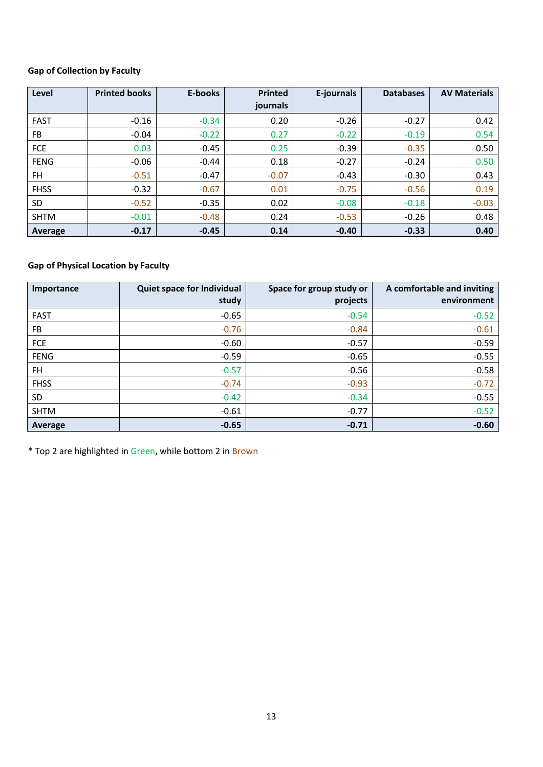**Gap of Collection by Faculty**

| Level | Printed books | E-books | Printed journals | E-journals | Databases | AV Materials |
|---|---|---|---|---|---|---|
| FAST | -0.16 | -0.34 | 0.20 | -0.26 | -0.27 | 0.42 |
| FB | -0.04 | -0.22 | 0.27 | -0.22 | -0.19 | 0.54 |
| FCE | 0.03 | -0.45 | 0.25 | -0.39 | -0.35 | 0.50 |
| FENG | -0.06 | -0.44 | 0.18 | -0.27 | -0.24 | 0.50 |
| FH | -0.51 | -0.47 | -0.07 | -0.43 | -0.30 | 0.43 |
| FHSS | -0.32 | -0.67 | 0.01 | -0.75 | -0.56 | 0.19 |
| SD | -0.52 | -0.35 | 0.02 | -0.08 | -0.18 | -0.03 |
| SHTM | -0.01 | -0.48 | 0.24 | -0.53 | -0.26 | 0.48 |
| **Average** | **-0.17** | **-0.45** | **0.14** | **-0.40** | **-0.33** | **0.40** |

**Gap of Physical Location by Faculty**

| Importance | Quiet space for Individual study | Space for group study or projects | A comfortable and inviting environment |
|---|---|---|---|
| FAST | -0.65 | -0.54 | -0.52 |
| FB | -0.76 | -0.84 | -0.61 |
| FCE | -0.60 | -0.57 | -0.59 |
| FENG | -0.59 | -0.65 | -0.55 |
| FH | -0.57 | -0.56 | -0.58 |
| FHSS | -0.74 | -0.93 | -0.72 |
| SD | -0.42 | -0.34 | -0.55 |
| SHTM | -0.61 | -0.77 | -0.52 |
| **Average** | **-0.65** | **-0.71** | **-0.60** |

* Top 2 are highlighted in Green, while bottom 2 in Brown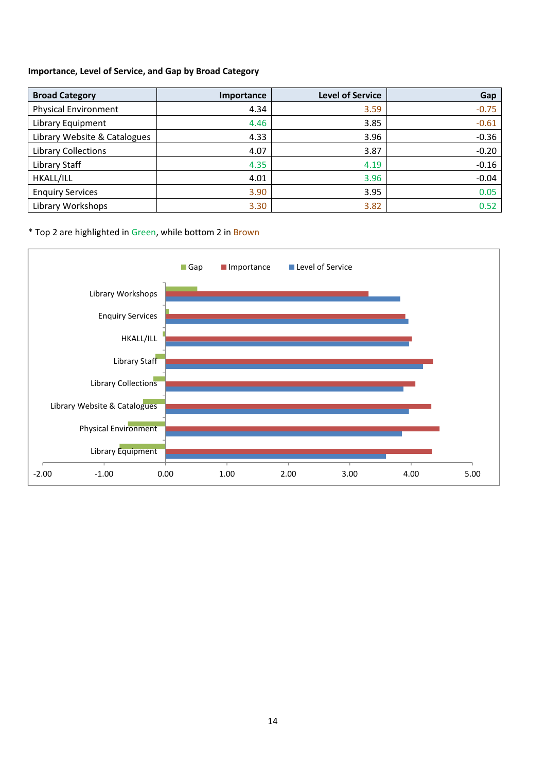**Importance, Level of Service, and Gap by Broad Category**

| Broad Category | Importance | Level of Service | Gap |
|---|---|---|---|
| Physical Environment | 4.34 | 3.59 | -0.75 |
| Library Equipment | 4.46 | 3.85 | -0.61 |
| Library Website & Catalogues | 4.33 | 3.96 | -0.36 |
| Library Collections | 4.07 | 3.87 | -0.20 |
| Library Staff | 4.35 | 4.19 | -0.16 |
| HKALL/ILL | 4.01 | 3.96 | -0.04 |
| Enquiry Services | 3.90 | 3.95 | 0.05 |
| Library Workshops | 3.30 | 3.82 | 0.52 |

* Top 2 are highlighted in Green, while bottom 2 in Brown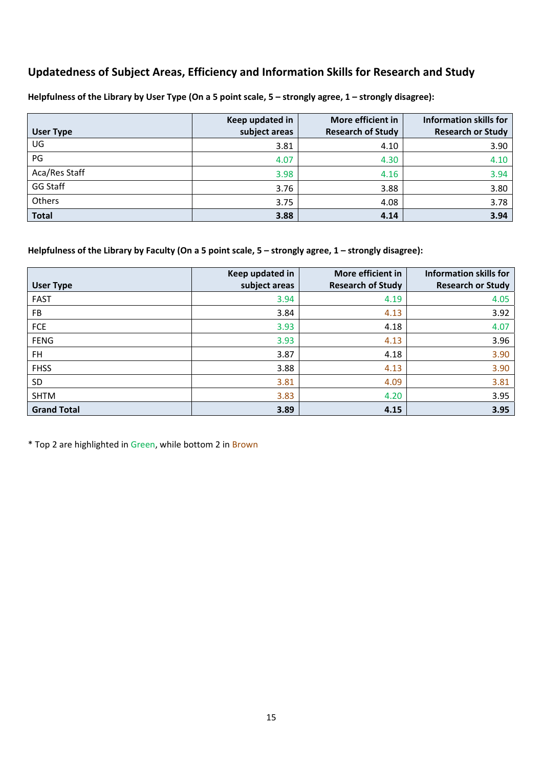## Updatedness of Subject Areas, Efficiency and Information Skills for Research and Study

**Helpfulness of the Library by User Type (On a 5 point scale, 5 – strongly agree, 1 – strongly disagree):**

| User Type | Keep updated in subject areas | More efficient in Research of Study | Information skills for Research or Study |
|---|---|---|---|
| UG | 3.81 | 4.10 | 3.90 |
| PG | 4.07 | 4.30 | 4.10 |
| Aca/Res Staff | 3.98 | 4.16 | 3.94 |
| GG Staff | 3.76 | 3.88 | 3.80 |
| Others | 3.75 | 4.08 | 3.78 |
| **Total** | **3.88** | **4.14** | **3.94** |

**Helpfulness of the Library by Faculty (On a 5 point scale, 5 – strongly agree, 1 – strongly disagree):**

| User Type | Keep updated in subject areas | More efficient in Research of Study | Information skills for Research or Study |
|---|---|---|---|
| FAST | 3.94 | 4.19 | 4.05 |
| FB | 3.84 | 4.13 | 3.92 |
| FCE | 3.93 | 4.18 | 4.07 |
| FENG | 3.93 | 4.13 | 3.96 |
| FH | 3.87 | 4.18 | 3.90 |
| FHSS | 3.88 | 4.13 | 3.90 |
| SD | 3.81 | 4.09 | 3.81 |
| SHTM | 3.83 | 4.20 | 3.95 |
| **Grand Total** | **3.89** | **4.15** | **3.95** |

* Top 2 are highlighted in Green, while bottom 2 in Brown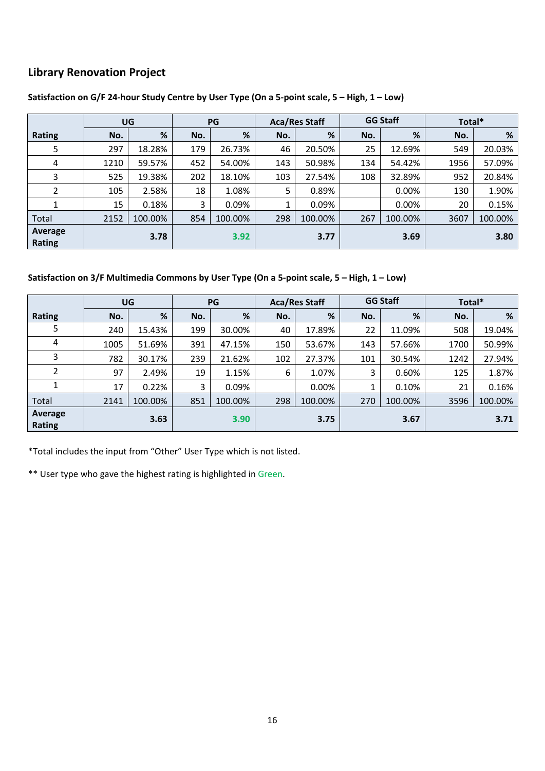## Library Renovation Project

**Satisfaction on G/F 24-hour Study Centre by User Type (On a 5-point scale, 5 – High, 1 – Low)**

| Rating | UG | | PG | | Aca/Res Staff | | GG Staff | | Total* | |
|---|---|---|---|---|---|---|---|---|---|---|
| | No. | % | No. | % | No. | % | No. | % | No. | % |
| 5 | 297 | 18.28% | 179 | 26.73% | 46 | 20.50% | 25 | 12.69% | 549 | 20.03% |
| 4 | 1210 | 59.57% | 452 | 54.00% | 143 | 50.98% | 134 | 54.42% | 1956 | 57.09% |
| 3 | 525 | 19.38% | 202 | 18.10% | 103 | 27.54% | 108 | 32.89% | 952 | 20.84% |
| 2 | 105 | 2.58% | 18 | 1.08% | 5 | 0.89% | | 0.00% | 130 | 1.90% |
| 1 | 15 | 0.18% | 3 | 0.09% | 1 | 0.09% | | 0.00% | 20 | 0.15% |
| Total | 2152 | 100.00% | 854 | 100.00% | 298 | 100.00% | 267 | 100.00% | 3607 | 100.00% |
| **Average Rating** | | **3.78** | | **3.92** | | **3.77** | | **3.69** | | **3.80** |

**Satisfaction on 3/F Multimedia Commons by User Type (On a 5-point scale, 5 – High, 1 – Low)**

| Rating | UG | | PG | | Aca/Res Staff | | GG Staff | | Total* | |
|---|---|---|---|---|---|---|---|---|---|---|
| | No. | % | No. | % | No. | % | No. | % | No. | % |
| 5 | 240 | 15.43% | 199 | 30.00% | 40 | 17.89% | 22 | 11.09% | 508 | 19.04% |
| 4 | 1005 | 51.69% | 391 | 47.15% | 150 | 53.67% | 143 | 57.66% | 1700 | 50.99% |
| 3 | 782 | 30.17% | 239 | 21.62% | 102 | 27.37% | 101 | 30.54% | 1242 | 27.94% |
| 2 | 97 | 2.49% | 19 | 1.15% | 6 | 1.07% | 3 | 0.60% | 125 | 1.87% |
| 1 | 17 | 0.22% | 3 | 0.09% | | 0.00% | 1 | 0.10% | 21 | 0.16% |
| Total | 2141 | 100.00% | 851 | 100.00% | 298 | 100.00% | 270 | 100.00% | 3596 | 100.00% |
| **Average Rating** | | **3.63** | | **3.90** | | **3.75** | | **3.67** | | **3.71** |

*Total includes the input from "Other" User Type which is not listed.

** User type who gave the highest rating is highlighted in Green.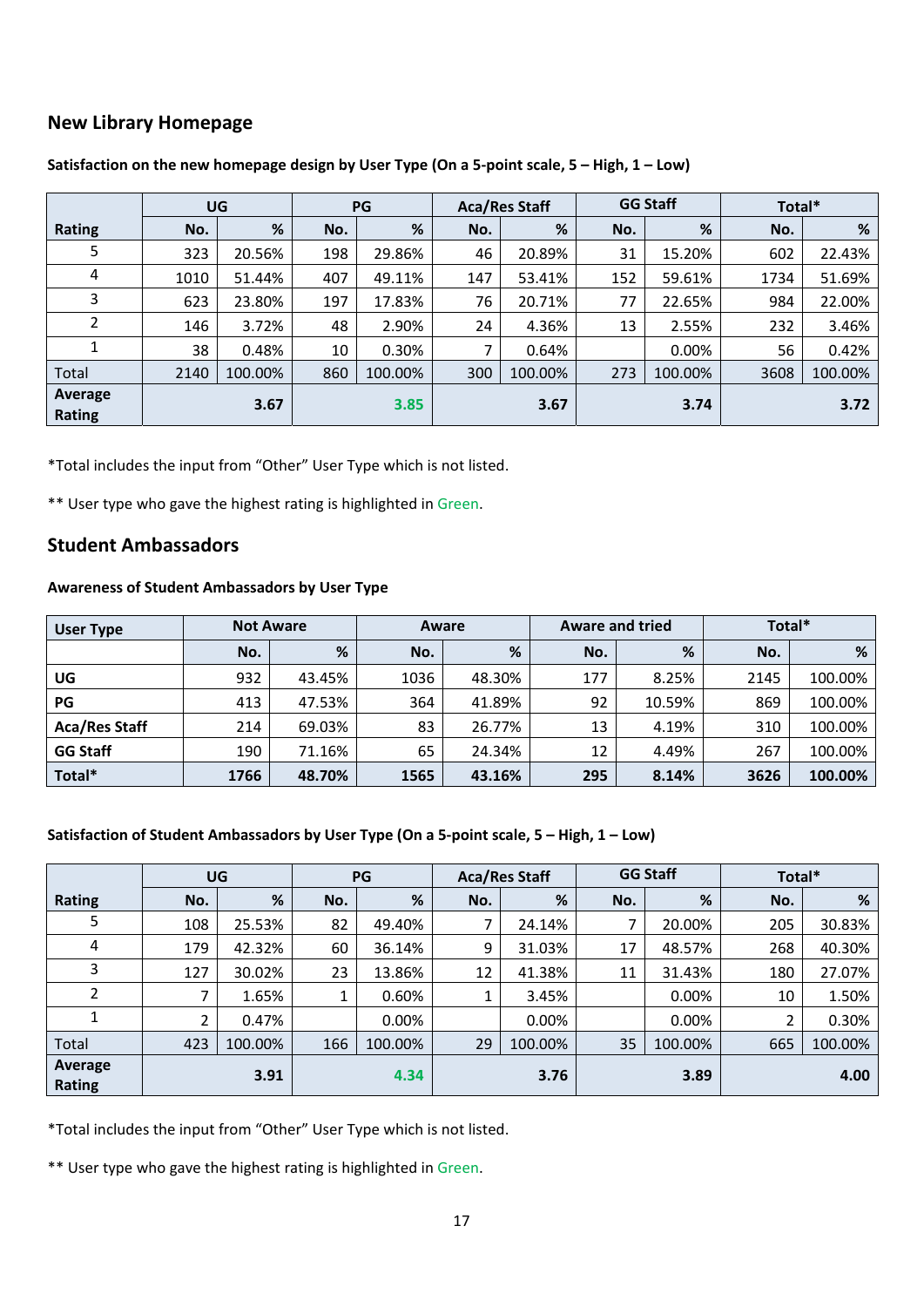## New Library Homepage

**Satisfaction on the new homepage design by User Type (On a 5-point scale, 5 – High, 1 – Low)**

| Rating | UG | | PG | | Aca/Res Staff | | GG Staff | | Total* | |
|---|---|---|---|---|---|---|---|---|---|---|
| | No. | % | No. | % | No. | % | No. | % | No. | % |
| 5 | 323 | 20.56% | 198 | 29.86% | 46 | 20.89% | 31 | 15.20% | 602 | 22.43% |
| 4 | 1010 | 51.44% | 407 | 49.11% | 147 | 53.41% | 152 | 59.61% | 1734 | 51.69% |
| 3 | 623 | 23.80% | 197 | 17.83% | 76 | 20.71% | 77 | 22.65% | 984 | 22.00% |
| 2 | 146 | 3.72% | 48 | 2.90% | 24 | 4.36% | 13 | 2.55% | 232 | 3.46% |
| 1 | 38 | 0.48% | 10 | 0.30% | 7 | 0.64% | | 0.00% | 56 | 0.42% |
| Total | 2140 | 100.00% | 860 | 100.00% | 300 | 100.00% | 273 | 100.00% | 3608 | 100.00% |
| **Average Rating** | | 3.67 | | 3.85 | | 3.67 | | 3.74 | | 3.72 |

*Total includes the input from "Other" User Type which is not listed.

** User type who gave the highest rating is highlighted in Green.

## Student Ambassadors

**Awareness of Student Ambassadors by User Type**

| User Type | Not Aware | | Aware | | Aware and tried | | Total* | |
|---|---|---|---|---|---|---|---|---|
| | No. | % | No. | % | No. | % | No. | % |
| **UG** | 932 | 43.45% | 1036 | 48.30% | 177 | 8.25% | 2145 | 100.00% |
| **PG** | 413 | 47.53% | 364 | 41.89% | 92 | 10.59% | 869 | 100.00% |
| **Aca/Res Staff** | 214 | 69.03% | 83 | 26.77% | 13 | 4.19% | 310 | 100.00% |
| **GG Staff** | 190 | 71.16% | 65 | 24.34% | 12 | 4.49% | 267 | 100.00% |
| **Total*** | **1766** | **48.70%** | **1565** | **43.16%** | **295** | **8.14%** | **3626** | **100.00%** |

**Satisfaction of Student Ambassadors by User Type (On a 5-point scale, 5 – High, 1 – Low)**

| Rating | UG | | PG | | Aca/Res Staff | | GG Staff | | Total* | |
|---|---|---|---|---|---|---|---|---|---|---|
| | No. | % | No. | % | No. | % | No. | % | No. | % |
| 5 | 108 | 25.53% | 82 | 49.40% | 7 | 24.14% | 7 | 20.00% | 205 | 30.83% |
| 4 | 179 | 42.32% | 60 | 36.14% | 9 | 31.03% | 17 | 48.57% | 268 | 40.30% |
| 3 | 127 | 30.02% | 23 | 13.86% | 12 | 41.38% | 11 | 31.43% | 180 | 27.07% |
| 2 | 7 | 1.65% | 1 | 0.60% | 1 | 3.45% | | 0.00% | 10 | 1.50% |
| 1 | 2 | 0.47% | | 0.00% | | 0.00% | | 0.00% | 2 | 0.30% |
| Total | 423 | 100.00% | 166 | 100.00% | 29 | 100.00% | 35 | 100.00% | 665 | 100.00% |
| **Average Rating** | | 3.91 | | 4.34 | | 3.76 | | 3.89 | | 4.00 |

*Total includes the input from "Other" User Type which is not listed.

** User type who gave the highest rating is highlighted in Green.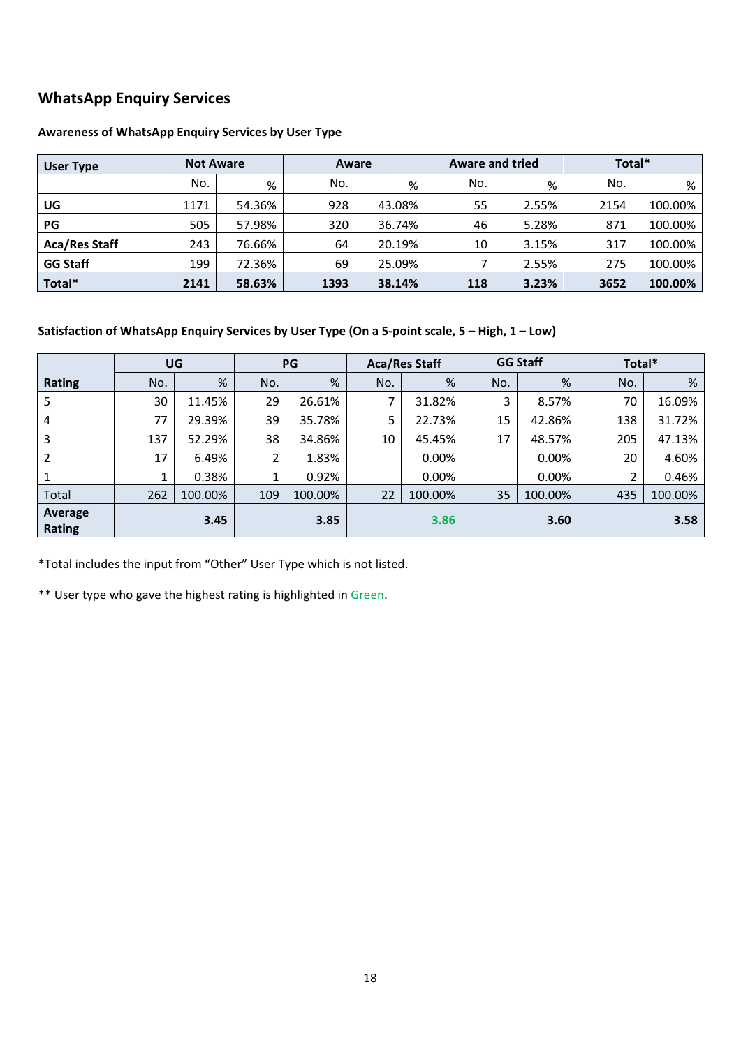## WhatsApp Enquiry Services

**Awareness of WhatsApp Enquiry Services by User Type**

| User Type | Not Aware | | Aware | | Aware and tried | | Total* | |
|---|---|---|---|---|---|---|---|---|
| | No. | % | No. | % | No. | % | No. | % |
| **UG** | 1171 | 54.36% | 928 | 43.08% | 55 | 2.55% | 2154 | 100.00% |
| **PG** | 505 | 57.98% | 320 | 36.74% | 46 | 5.28% | 871 | 100.00% |
| **Aca/Res Staff** | 243 | 76.66% | 64 | 20.19% | 10 | 3.15% | 317 | 100.00% |
| **GG Staff** | 199 | 72.36% | 69 | 25.09% | 7 | 2.55% | 275 | 100.00% |
| **Total*** | **2141** | **58.63%** | **1393** | **38.14%** | **118** | **3.23%** | **3652** | **100.00%** |

**Satisfaction of WhatsApp Enquiry Services by User Type (On a 5-point scale, 5 – High, 1 – Low)**

| Rating | UG | | PG | | Aca/Res Staff | | GG Staff | | Total* | |
|---|---|---|---|---|---|---|---|---|---|---|
| | No. | % | No. | % | No. | % | No. | % | No. | % |
| 5 | 30 | 11.45% | 29 | 26.61% | 7 | 31.82% | 3 | 8.57% | 70 | 16.09% |
| 4 | 77 | 29.39% | 39 | 35.78% | 5 | 22.73% | 15 | 42.86% | 138 | 31.72% |
| 3 | 137 | 52.29% | 38 | 34.86% | 10 | 45.45% | 17 | 48.57% | 205 | 47.13% |
| 2 | 17 | 6.49% | 2 | 1.83% | | 0.00% | | 0.00% | 20 | 4.60% |
| 1 | 1 | 0.38% | 1 | 0.92% | | 0.00% | | 0.00% | 2 | 0.46% |
| Total | 262 | 100.00% | 109 | 100.00% | 22 | 100.00% | 35 | 100.00% | 435 | 100.00% |
| **Average Rating** | **3.45** | | **3.85** | | **3.86** | | **3.60** | | **3.58** | |

*Total includes the input from "Other" User Type which is not listed.

** User type who gave the highest rating is highlighted in Green.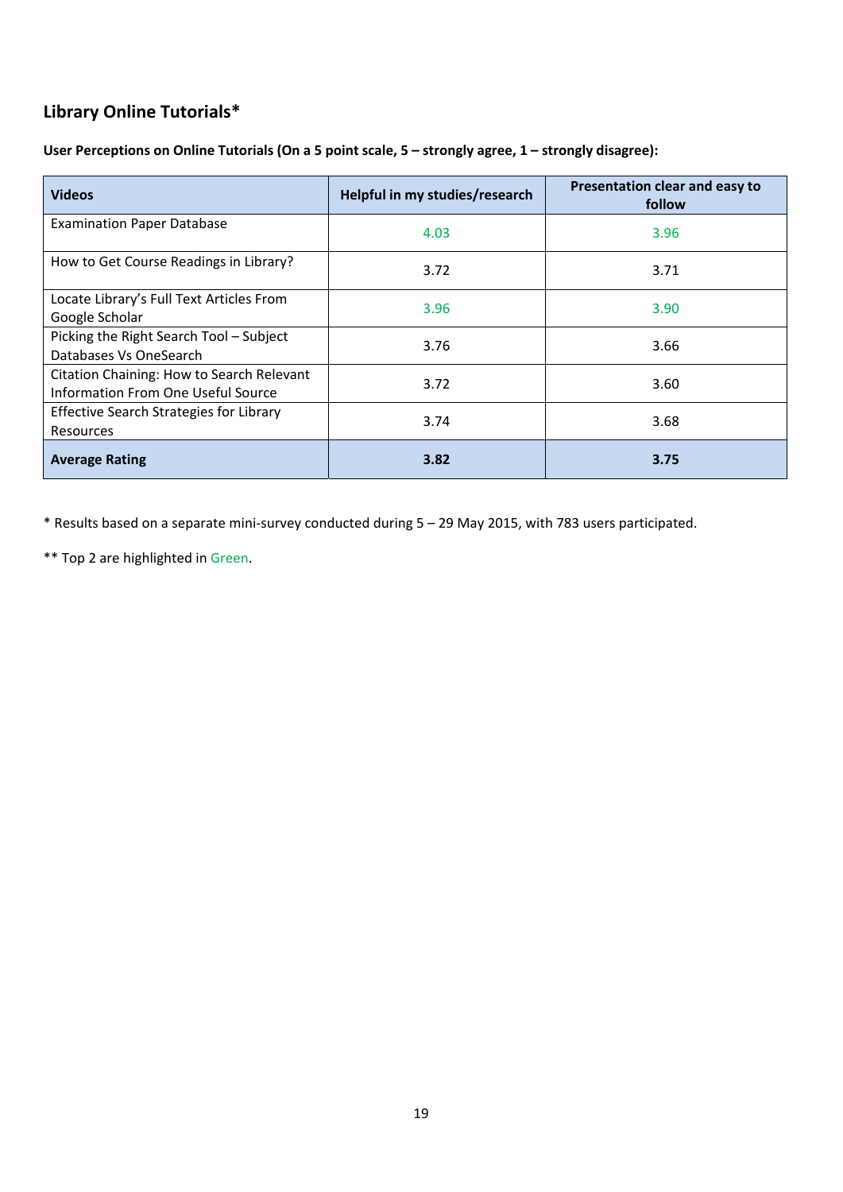## Library Online Tutorials*

**User Perceptions on Online Tutorials (On a 5 point scale, 5 – strongly agree, 1 – strongly disagree):**

| Videos | Helpful in my studies/research | Presentation clear and easy to follow |
|---|---|---|
| Examination Paper Database | 4.03 | 3.96 |
| How to Get Course Readings in Library? | 3.72 | 3.71 |
| Locate Library's Full Text Articles From Google Scholar | 3.96 | 3.90 |
| Picking the Right Search Tool – Subject Databases Vs OneSearch | 3.76 | 3.66 |
| Citation Chaining: How to Search Relevant Information From One Useful Source | 3.72 | 3.60 |
| Effective Search Strategies for Library Resources | 3.74 | 3.68 |
| **Average Rating** | **3.82** | **3.75** |

* Results based on a separate mini-survey conducted during 5 – 29 May 2015, with 783 users participated.

** Top 2 are highlighted in Green.